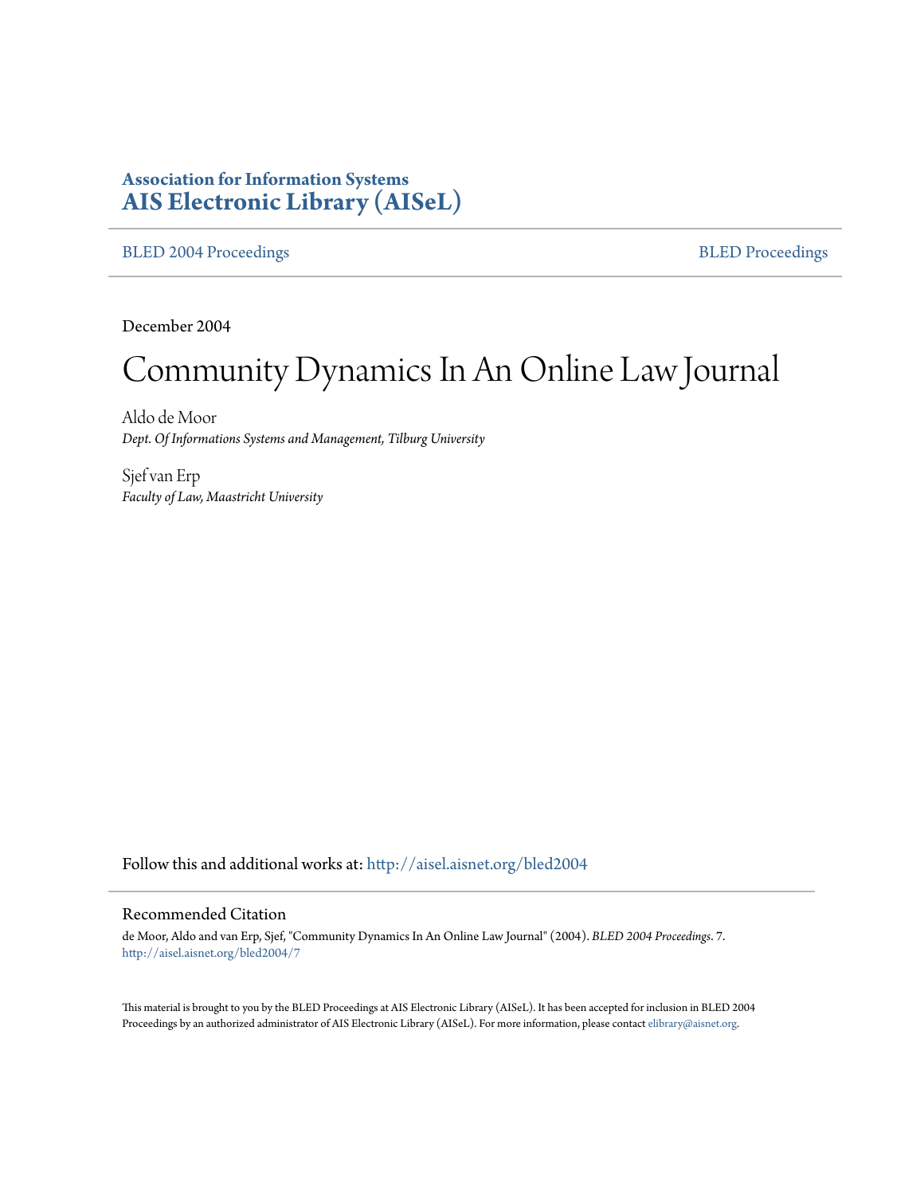**Association for Information Systems**
**AIS Electronic Library (AISeL)**

BLED 2004 Proceedings | BLED Proceedings

December 2004

# Community Dynamics In An Online Law Journal

Aldo de Moor
*Dept. Of Informations Systems and Management, Tilburg University*

Sjef van Erp
*Faculty of Law, Maastricht University*

Follow this and additional works at: http://aisel.aisnet.org/bled2004

## Recommended Citation

de Moor, Aldo and van Erp, Sjef, "Community Dynamics In An Online Law Journal" (2004). *BLED 2004 Proceedings*. 7.
http://aisel.aisnet.org/bled2004/7

This material is brought to you by the BLED Proceedings at AIS Electronic Library (AISeL). It has been accepted for inclusion in BLED 2004 Proceedings by an authorized administrator of AIS Electronic Library (AISeL). For more information, please contact elibrary@aisnet.org.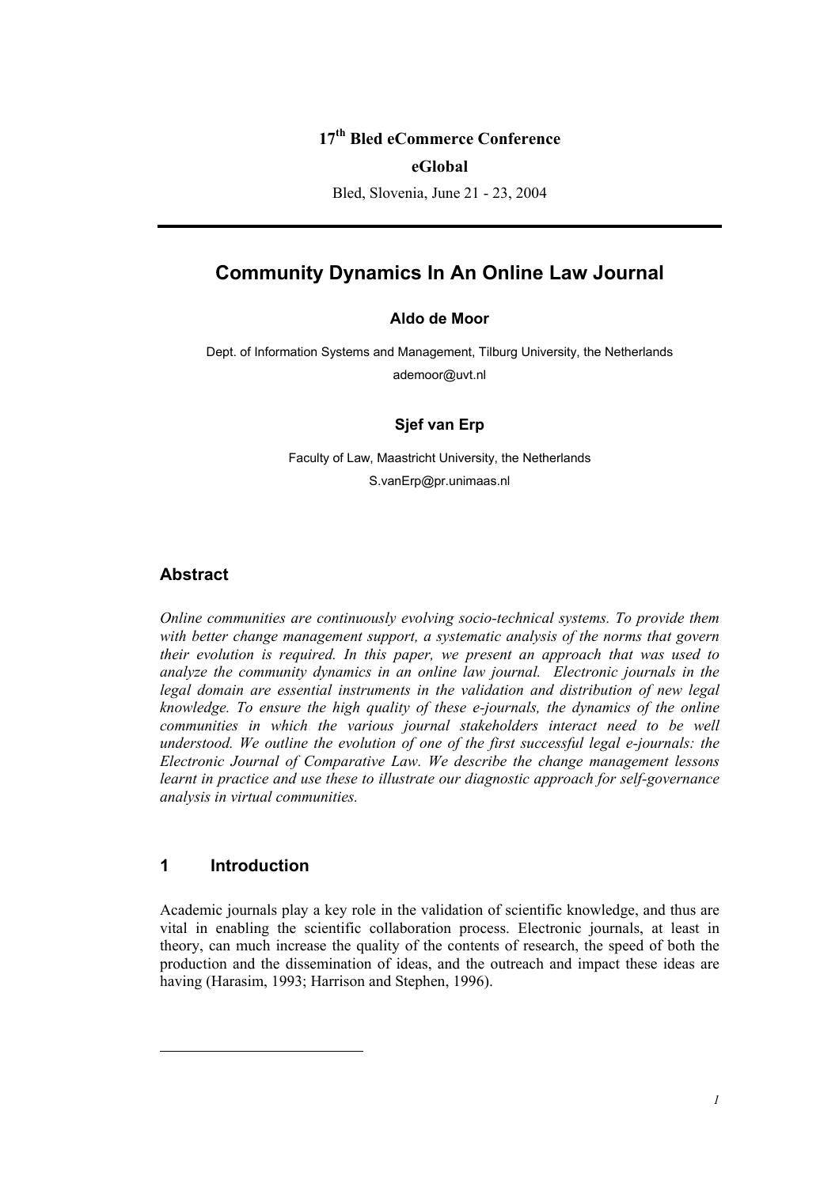17th Bled eCommerce Conference

**eGlobal**

Bled, Slovenia, June 21 - 23, 2004

# Community Dynamics In An Online Law Journal

**Aldo de Moor**

Dept. of Information Systems and Management, Tilburg University, the Netherlands
ademoor@uvt.nl

**Sjef van Erp**

Faculty of Law, Maastricht University, the Netherlands
S.vanErp@pr.unimaas.nl

## Abstract

*Online communities are continuously evolving socio-technical systems. To provide them with better change management support, a systematic analysis of the norms that govern their evolution is required. In this paper, we present an approach that was used to analyze the community dynamics in an online law journal. Electronic journals in the legal domain are essential instruments in the validation and distribution of new legal knowledge. To ensure the high quality of these e-journals, the dynamics of the online communities in which the various journal stakeholders interact need to be well understood. We outline the evolution of one of the first successful legal e-journals: the Electronic Journal of Comparative Law. We describe the change management lessons learnt in practice and use these to illustrate our diagnostic approach for self-governance analysis in virtual communities.*

## 1 Introduction

Academic journals play a key role in the validation of scientific knowledge, and thus are vital in enabling the scientific collaboration process. Electronic journals, at least in theory, can much increase the quality of the contents of research, the speed of both the production and the dissemination of ideas, and the outreach and impact these ideas are having (Harasim, 1993; Harrison and Stephen, 1996).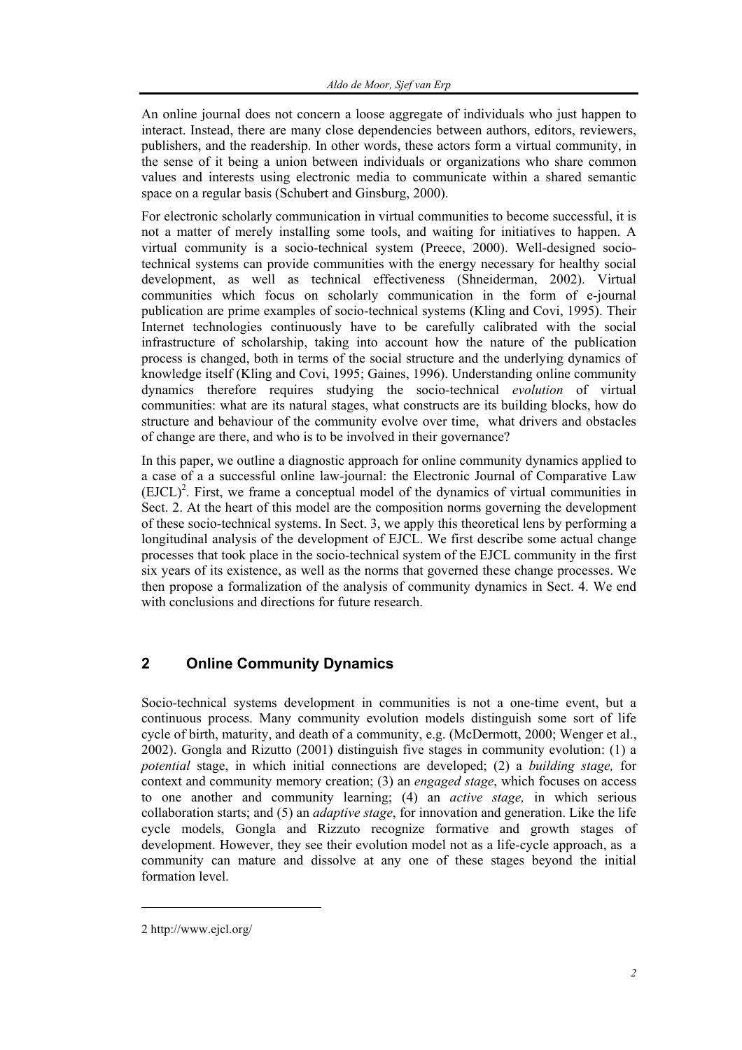An online journal does not concern a loose aggregate of individuals who just happen to interact. Instead, there are many close dependencies between authors, editors, reviewers, publishers, and the readership. In other words, these actors form a virtual community, in the sense of it being a union between individuals or organizations who share common values and interests using electronic media to communicate within a shared semantic space on a regular basis (Schubert and Ginsburg, 2000).

For electronic scholarly communication in virtual communities to become successful, it is not a matter of merely installing some tools, and waiting for initiatives to happen. A virtual community is a socio-technical system (Preece, 2000). Well-designed socio-technical systems can provide communities with the energy necessary for healthy social development, as well as technical effectiveness (Shneiderman, 2002). Virtual communities which focus on scholarly communication in the form of e-journal publication are prime examples of socio-technical systems (Kling and Covi, 1995). Their Internet technologies continuously have to be carefully calibrated with the social infrastructure of scholarship, taking into account how the nature of the publication process is changed, both in terms of the social structure and the underlying dynamics of knowledge itself (Kling and Covi, 1995; Gaines, 1996). Understanding online community dynamics therefore requires studying the socio-technical *evolution* of virtual communities: what are its natural stages, what constructs are its building blocks, how do structure and behaviour of the community evolve over time, what drivers and obstacles of change are there, and who is to be involved in their governance?

In this paper, we outline a diagnostic approach for online community dynamics applied to a case of a a successful online law-journal: the Electronic Journal of Comparative Law (EJCL)[2]. First, we frame a conceptual model of the dynamics of virtual communities in Sect. 2. At the heart of this model are the composition norms governing the development of these socio-technical systems. In Sect. 3, we apply this theoretical lens by performing a longitudinal analysis of the development of EJCL. We first describe some actual change processes that took place in the socio-technical system of the EJCL community in the first six years of its existence, as well as the norms that governed these change processes. We then propose a formalization of the analysis of community dynamics in Sect. 4. We end with conclusions and directions for future research.

## 2 Online Community Dynamics

Socio-technical systems development in communities is not a one-time event, but a continuous process. Many community evolution models distinguish some sort of life cycle of birth, maturity, and death of a community, e.g. (McDermott, 2000; Wenger et al., 2002). Gongla and Rizutto (2001) distinguish five stages in community evolution: (1) a *potential* stage, in which initial connections are developed; (2) a *building stage,* for context and community memory creation; (3) an *engaged stage*, which focuses on access to one another and community learning; (4) an *active stage,* in which serious collaboration starts; and (5) an *adaptive stage*, for innovation and generation. Like the life cycle models, Gongla and Rizzuto recognize formative and growth stages of development. However, they see their evolution model not as a life-cycle approach, as a community can mature and dissolve at any one of these stages beyond the initial formation level.

---

2 http://www.ejcl.org/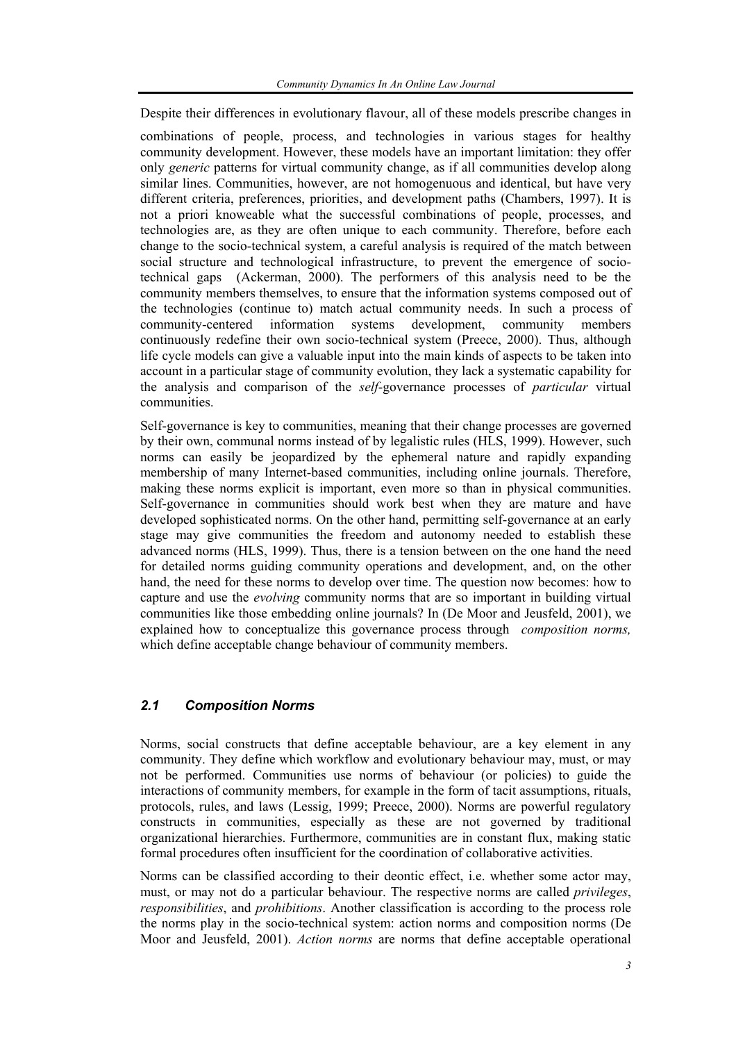Despite their differences in evolutionary flavour, all of these models prescribe changes in combinations of people, process, and technologies in various stages for healthy community development. However, these models have an important limitation: they offer only *generic* patterns for virtual community change, as if all communities develop along similar lines. Communities, however, are not homogenuous and identical, but have very different criteria, preferences, priorities, and development paths (Chambers, 1997). It is not a priori knoweable what the successful combinations of people, processes, and technologies are, as they are often unique to each community. Therefore, before each change to the socio-technical system, a careful analysis is required of the match between social structure and technological infrastructure, to prevent the emergence of socio-technical gaps (Ackerman, 2000). The performers of this analysis need to be the community members themselves, to ensure that the information systems composed out of the technologies (continue to) match actual community needs. In such a process of community-centered information systems development, community members continuously redefine their own socio-technical system (Preece, 2000). Thus, although life cycle models can give a valuable input into the main kinds of aspects to be taken into account in a particular stage of community evolution, they lack a systematic capability for the analysis and comparison of the *self*-governance processes of *particular* virtual communities.

Self-governance is key to communities, meaning that their change processes are governed by their own, communal norms instead of by legalistic rules (HLS, 1999). However, such norms can easily be jeopardized by the ephemeral nature and rapidly expanding membership of many Internet-based communities, including online journals. Therefore, making these norms explicit is important, even more so than in physical communities. Self-governance in communities should work best when they are mature and have developed sophisticated norms. On the other hand, permitting self-governance at an early stage may give communities the freedom and autonomy needed to establish these advanced norms (HLS, 1999). Thus, there is a tension between on the one hand the need for detailed norms guiding community operations and development, and, on the other hand, the need for these norms to develop over time. The question now becomes: how to capture and use the *evolving* community norms that are so important in building virtual communities like those embedding online journals? In (De Moor and Jeusfeld, 2001), we explained how to conceptualize this governance process through *composition norms,* which define acceptable change behaviour of community members.

### *2.1 Composition Norms*

Norms, social constructs that define acceptable behaviour, are a key element in any community. They define which workflow and evolutionary behaviour may, must, or may not be performed. Communities use norms of behaviour (or policies) to guide the interactions of community members, for example in the form of tacit assumptions, rituals, protocols, rules, and laws (Lessig, 1999; Preece, 2000). Norms are powerful regulatory constructs in communities, especially as these are not governed by traditional organizational hierarchies. Furthermore, communities are in constant flux, making static formal procedures often insufficient for the coordination of collaborative activities.

Norms can be classified according to their deontic effect, i.e. whether some actor may, must, or may not do a particular behaviour. The respective norms are called *privileges*, *responsibilities*, and *prohibitions*. Another classification is according to the process role the norms play in the socio-technical system: action norms and composition norms (De Moor and Jeusfeld, 2001). *Action norms* are norms that define acceptable operational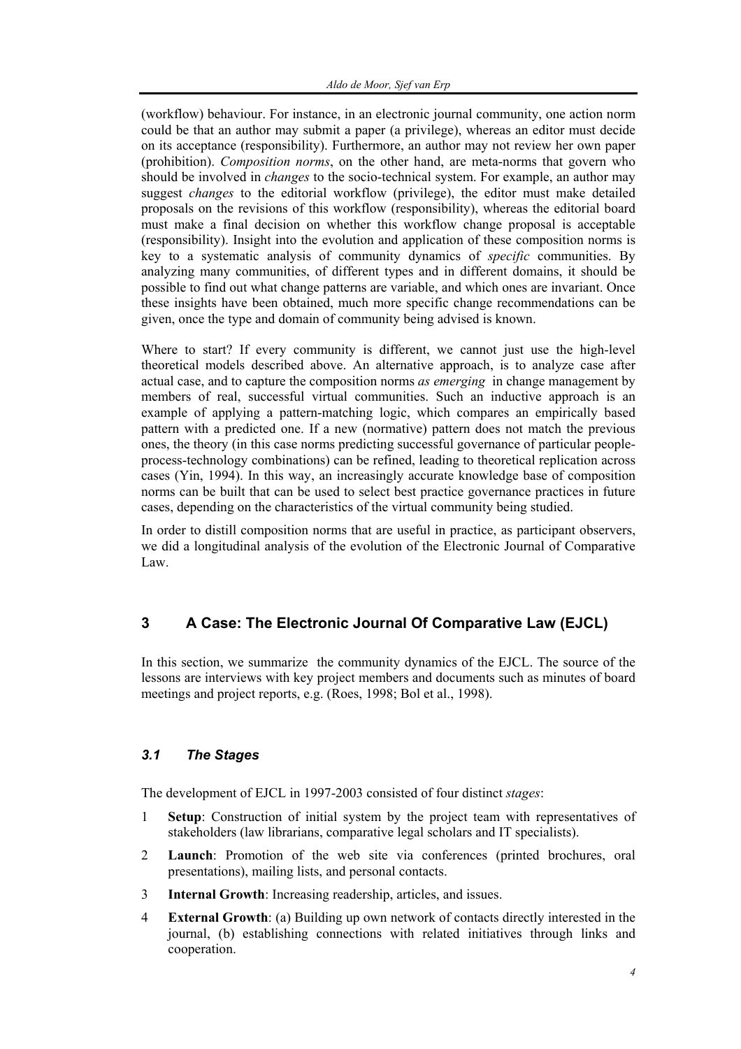(workflow) behaviour. For instance, in an electronic journal community, one action norm could be that an author may submit a paper (a privilege), whereas an editor must decide on its acceptance (responsibility). Furthermore, an author may not review her own paper (prohibition). *Composition norms*, on the other hand, are meta-norms that govern who should be involved in *changes* to the socio-technical system. For example, an author may suggest *changes* to the editorial workflow (privilege), the editor must make detailed proposals on the revisions of this workflow (responsibility), whereas the editorial board must make a final decision on whether this workflow change proposal is acceptable (responsibility). Insight into the evolution and application of these composition norms is key to a systematic analysis of community dynamics of *specific* communities. By analyzing many communities, of different types and in different domains, it should be possible to find out what change patterns are variable, and which ones are invariant. Once these insights have been obtained, much more specific change recommendations can be given, once the type and domain of community being advised is known.

Where to start? If every community is different, we cannot just use the high-level theoretical models described above. An alternative approach, is to analyze case after actual case, and to capture the composition norms *as emerging* in change management by members of real, successful virtual communities. Such an inductive approach is an example of applying a pattern-matching logic, which compares an empirically based pattern with a predicted one. If a new (normative) pattern does not match the previous ones, the theory (in this case norms predicting successful governance of particular people-process-technology combinations) can be refined, leading to theoretical replication across cases (Yin, 1994). In this way, an increasingly accurate knowledge base of composition norms can be built that can be used to select best practice governance practices in future cases, depending on the characteristics of the virtual community being studied.

In order to distill composition norms that are useful in practice, as participant observers, we did a longitudinal analysis of the evolution of the Electronic Journal of Comparative Law.

# 3 A Case: The Electronic Journal Of Comparative Law (EJCL)

In this section, we summarize the community dynamics of the EJCL. The source of the lessons are interviews with key project members and documents such as minutes of board meetings and project reports, e.g. (Roes, 1998; Bol et al., 1998).

## *3.1 The Stages*

The development of EJCL in 1997-2003 consisted of four distinct *stages*:

1. **Setup**: Construction of initial system by the project team with representatives of stakeholders (law librarians, comparative legal scholars and IT specialists).
2. **Launch**: Promotion of the web site via conferences (printed brochures, oral presentations), mailing lists, and personal contacts.
3. **Internal Growth**: Increasing readership, articles, and issues.
4. **External Growth**: (a) Building up own network of contacts directly interested in the journal, (b) establishing connections with related initiatives through links and cooperation.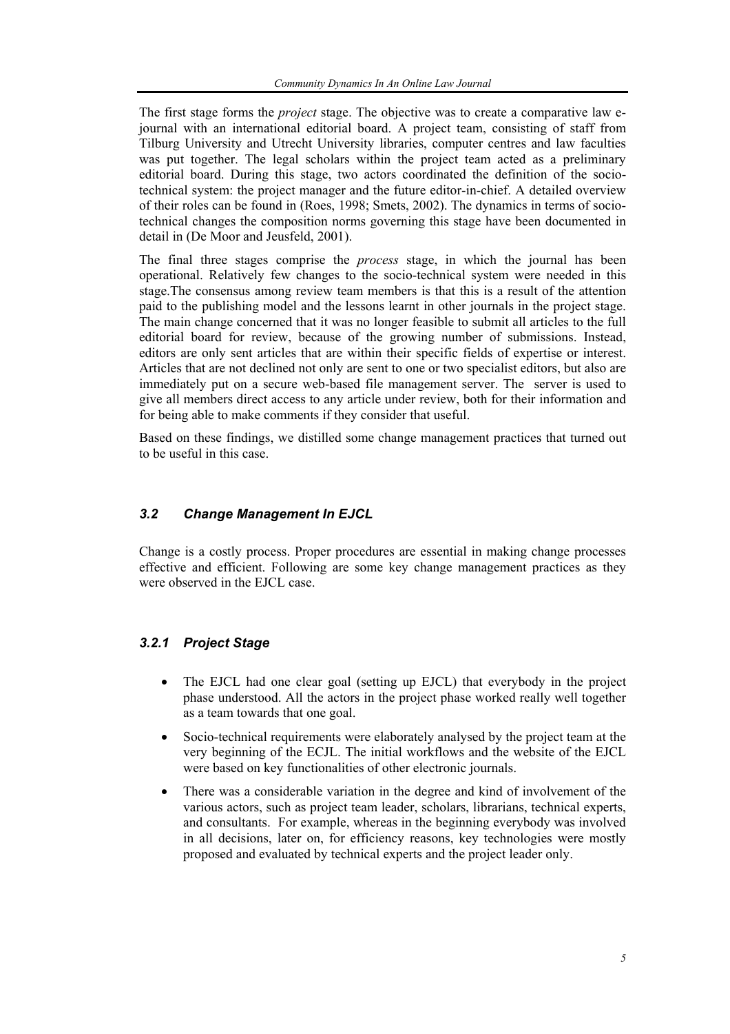The first stage forms the *project* stage. The objective was to create a comparative law e-journal with an international editorial board. A project team, consisting of staff from Tilburg University and Utrecht University libraries, computer centres and law faculties was put together. The legal scholars within the project team acted as a preliminary editorial board. During this stage, two actors coordinated the definition of the socio-technical system: the project manager and the future editor-in-chief. A detailed overview of their roles can be found in (Roes, 1998; Smets, 2002). The dynamics in terms of socio-technical changes the composition norms governing this stage have been documented in detail in (De Moor and Jeusfeld, 2001).

The final three stages comprise the *process* stage, in which the journal has been operational. Relatively few changes to the socio-technical system were needed in this stage.The consensus among review team members is that this is a result of the attention paid to the publishing model and the lessons learnt in other journals in the project stage. The main change concerned that it was no longer feasible to submit all articles to the full editorial board for review, because of the growing number of submissions. Instead, editors are only sent articles that are within their specific fields of expertise or interest. Articles that are not declined not only are sent to one or two specialist editors, but also are immediately put on a secure web-based file management server. The server is used to give all members direct access to any article under review, both for their information and for being able to make comments if they consider that useful.

Based on these findings, we distilled some change management practices that turned out to be useful in this case.

### *3.2 Change Management In EJCL*

Change is a costly process. Proper procedures are essential in making change processes effective and efficient. Following are some key change management practices as they were observed in the EJCL case.

#### *3.2.1 Project Stage*

- The EJCL had one clear goal (setting up EJCL) that everybody in the project phase understood. All the actors in the project phase worked really well together as a team towards that one goal.
- Socio-technical requirements were elaborately analysed by the project team at the very beginning of the ECJL. The initial workflows and the website of the EJCL were based on key functionalities of other electronic journals.
- There was a considerable variation in the degree and kind of involvement of the various actors, such as project team leader, scholars, librarians, technical experts, and consultants. For example, whereas in the beginning everybody was involved in all decisions, later on, for efficiency reasons, key technologies were mostly proposed and evaluated by technical experts and the project leader only.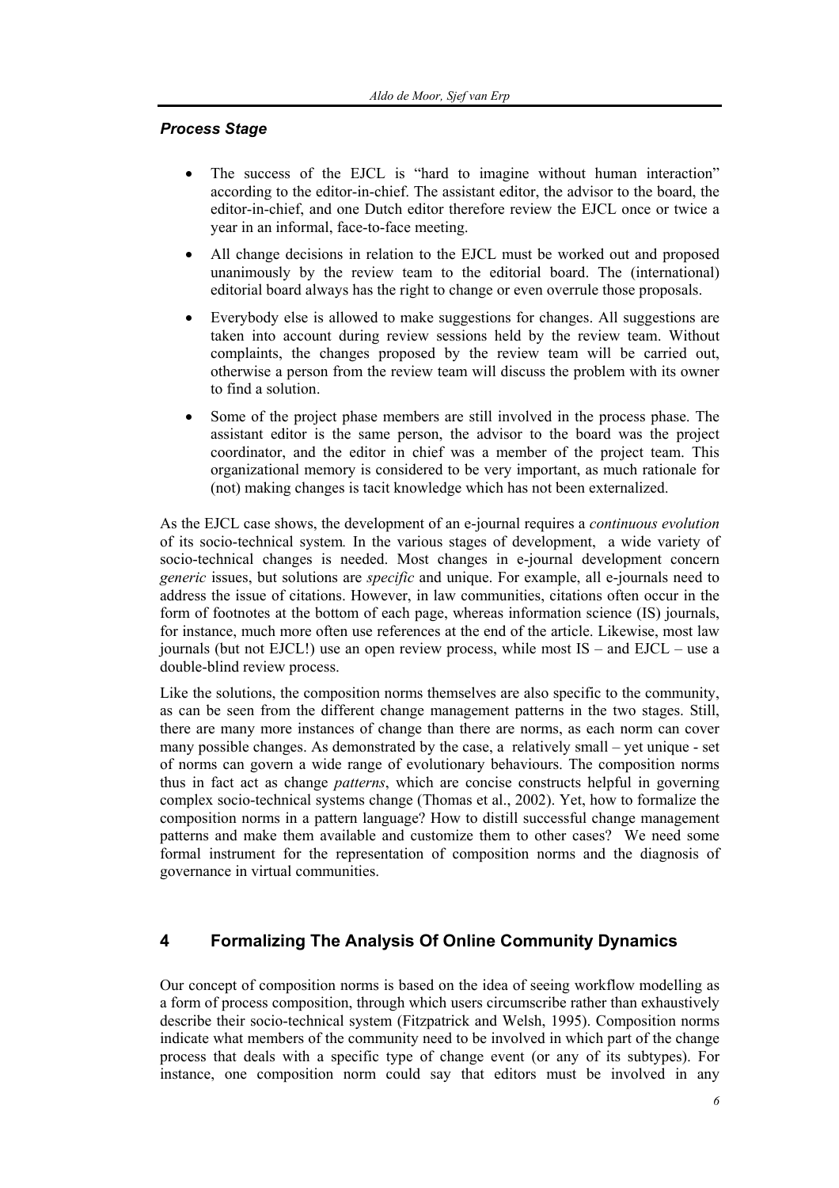### *Process Stage*

- The success of the EJCL is "hard to imagine without human interaction" according to the editor-in-chief. The assistant editor, the advisor to the board, the editor-in-chief, and one Dutch editor therefore review the EJCL once or twice a year in an informal, face-to-face meeting.
- All change decisions in relation to the EJCL must be worked out and proposed unanimously by the review team to the editorial board. The (international) editorial board always has the right to change or even overrule those proposals.
- Everybody else is allowed to make suggestions for changes. All suggestions are taken into account during review sessions held by the review team. Without complaints, the changes proposed by the review team will be carried out, otherwise a person from the review team will discuss the problem with its owner to find a solution.
- Some of the project phase members are still involved in the process phase. The assistant editor is the same person, the advisor to the board was the project coordinator, and the editor in chief was a member of the project team. This organizational memory is considered to be very important, as much rationale for (not) making changes is tacit knowledge which has not been externalized.

As the EJCL case shows, the development of an e-journal requires a *continuous evolution* of its socio-technical system. In the various stages of development, a wide variety of socio-technical changes is needed. Most changes in e-journal development concern *generic* issues, but solutions are *specific* and unique. For example, all e-journals need to address the issue of citations. However, in law communities, citations often occur in the form of footnotes at the bottom of each page, whereas information science (IS) journals, for instance, much more often use references at the end of the article. Likewise, most law journals (but not EJCL!) use an open review process, while most IS – and EJCL – use a double-blind review process.

Like the solutions, the composition norms themselves are also specific to the community, as can be seen from the different change management patterns in the two stages. Still, there are many more instances of change than there are norms, as each norm can cover many possible changes. As demonstrated by the case, a relatively small – yet unique - set of norms can govern a wide range of evolutionary behaviours. The composition norms thus in fact act as change *patterns*, which are concise constructs helpful in governing complex socio-technical systems change (Thomas et al., 2002). Yet, how to formalize the composition norms in a pattern language? How to distill successful change management patterns and make them available and customize them to other cases? We need some formal instrument for the representation of composition norms and the diagnosis of governance in virtual communities.

## 4 Formalizing The Analysis Of Online Community Dynamics

Our concept of composition norms is based on the idea of seeing workflow modelling as a form of process composition, through which users circumscribe rather than exhaustively describe their socio-technical system (Fitzpatrick and Welsh, 1995). Composition norms indicate what members of the community need to be involved in which part of the change process that deals with a specific type of change event (or any of its subtypes). For instance, one composition norm could say that editors must be involved in any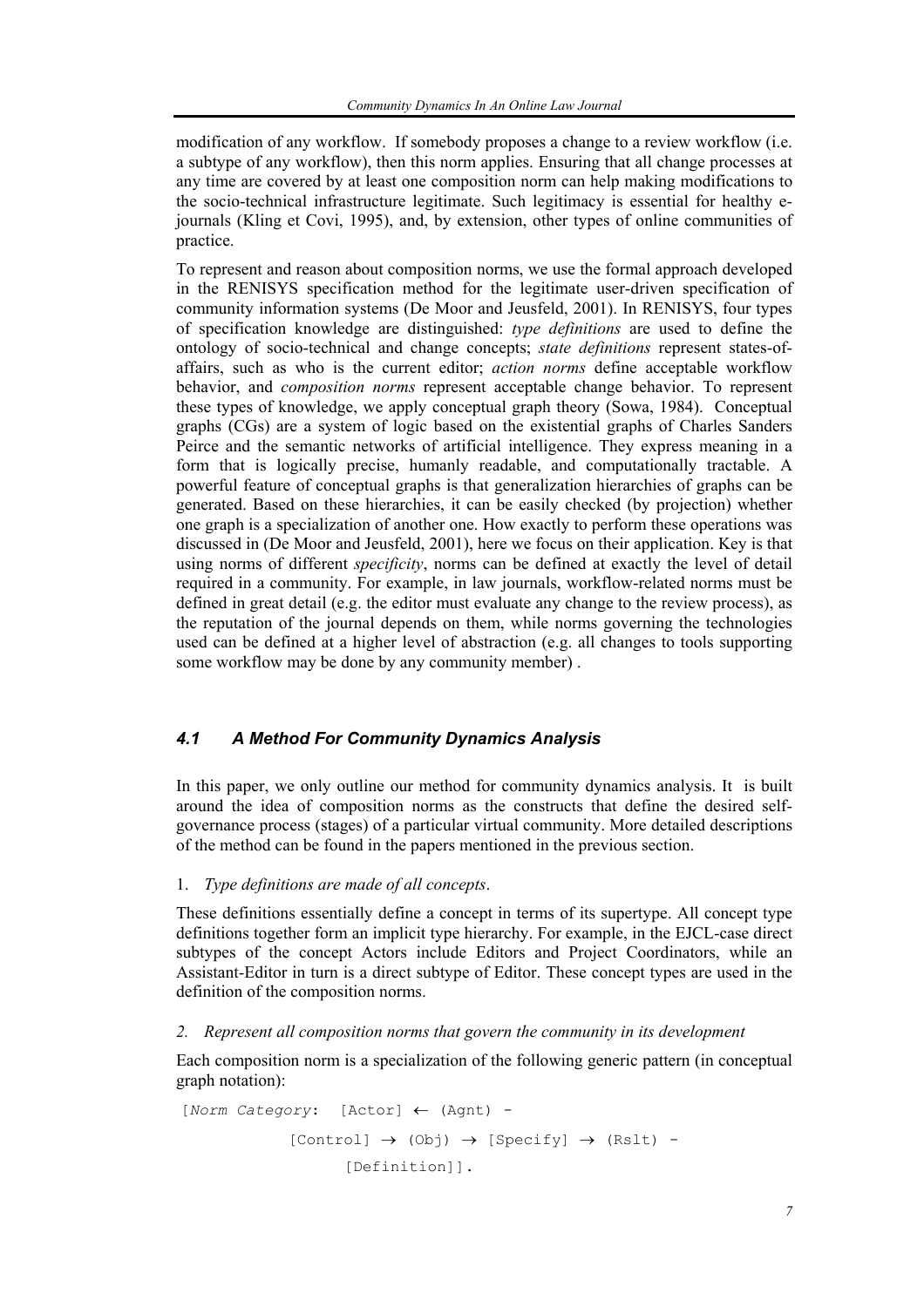modification of any workflow. If somebody proposes a change to a review workflow (i.e. a subtype of any workflow), then this norm applies. Ensuring that all change processes at any time are covered by at least one composition norm can help making modifications to the socio-technical infrastructure legitimate. Such legitimacy is essential for healthy e-journals (Kling et Covi, 1995), and, by extension, other types of online communities of practice.

To represent and reason about composition norms, we use the formal approach developed in the RENISYS specification method for the legitimate user-driven specification of community information systems (De Moor and Jeusfeld, 2001). In RENISYS, four types of specification knowledge are distinguished: *type definitions* are used to define the ontology of socio-technical and change concepts; *state definitions* represent states-of-affairs, such as who is the current editor; *action norms* define acceptable workflow behavior, and *composition norms* represent acceptable change behavior. To represent these types of knowledge, we apply conceptual graph theory (Sowa, 1984). Conceptual graphs (CGs) are a system of logic based on the existential graphs of Charles Sanders Peirce and the semantic networks of artificial intelligence. They express meaning in a form that is logically precise, humanly readable, and computationally tractable. A powerful feature of conceptual graphs is that generalization hierarchies of graphs can be generated. Based on these hierarchies, it can be easily checked (by projection) whether one graph is a specialization of another one. How exactly to perform these operations was discussed in (De Moor and Jeusfeld, 2001), here we focus on their application. Key is that using norms of different *specificity*, norms can be defined at exactly the level of detail required in a community. For example, in law journals, workflow-related norms must be defined in great detail (e.g. the editor must evaluate any change to the review process), as the reputation of the journal depends on them, while norms governing the technologies used can be defined at a higher level of abstraction (e.g. all changes to tools supporting some workflow may be done by any community member) .

### *4.1 A Method For Community Dynamics Analysis*

In this paper, we only outline our method for community dynamics analysis. It is built around the idea of composition norms as the constructs that define the desired self-governance process (stages) of a particular virtual community. More detailed descriptions of the method can be found in the papers mentioned in the previous section.

1. *Type definitions are made of all concepts*.

These definitions essentially define a concept in terms of its supertype. All concept type definitions together form an implicit type hierarchy. For example, in the EJCL-case direct subtypes of the concept Actors include Editors and Project Coordinators, while an Assistant-Editor in turn is a direct subtype of Editor. These concept types are used in the definition of the composition norms.

2. *Represent all composition norms that govern the community in its development*

Each composition norm is a specialization of the following generic pattern (in conceptual graph notation):

```
[Norm Category:  [Actor] ← (Agnt) -
            [Control] → (Obj) → [Specify] → (Rslt) -
                  [Definition]].
```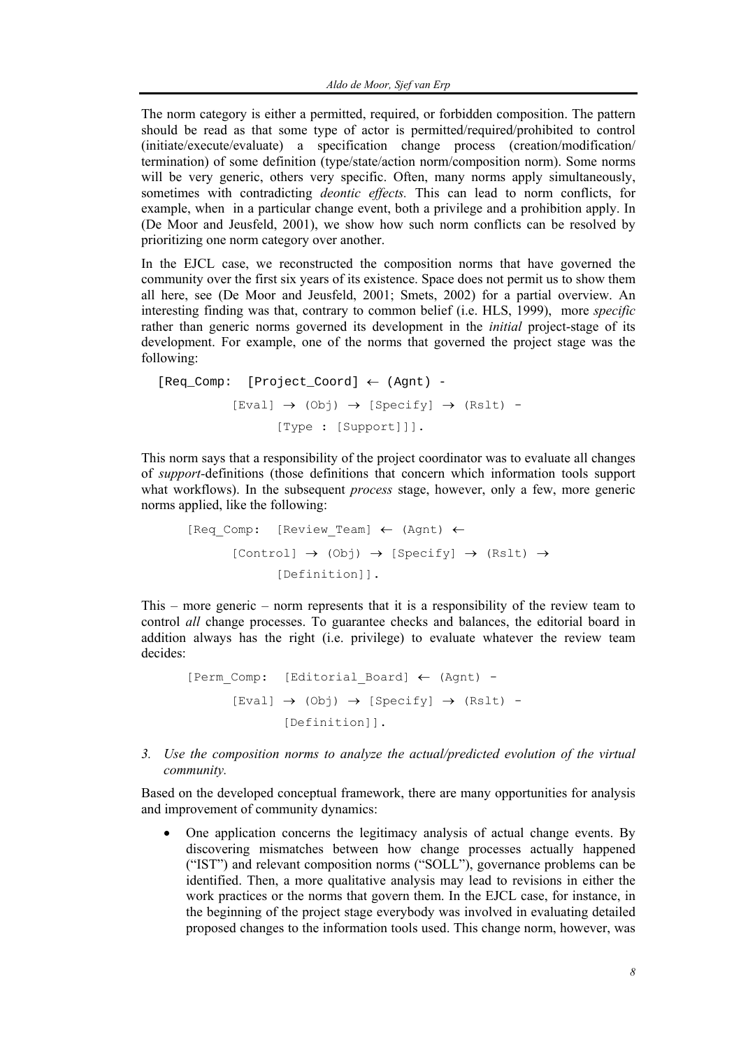The norm category is either a permitted, required, or forbidden composition. The pattern should be read as that some type of actor is permitted/required/prohibited to control (initiate/execute/evaluate) a specification change process (creation/modification/ termination) of some definition (type/state/action norm/composition norm). Some norms will be very generic, others very specific. Often, many norms apply simultaneously, sometimes with contradicting *deontic effects.* This can lead to norm conflicts, for example, when in a particular change event, both a privilege and a prohibition apply. In (De Moor and Jeusfeld, 2001), we show how such norm conflicts can be resolved by prioritizing one norm category over another.

In the EJCL case, we reconstructed the composition norms that have governed the community over the first six years of its existence. Space does not permit us to show them all here, see (De Moor and Jeusfeld, 2001; Smets, 2002) for a partial overview. An interesting finding was that, contrary to common belief (i.e. HLS, 1999), more *specific* rather than generic norms governed its development in the *initial* project-stage of its development. For example, one of the norms that governed the project stage was the following:

```
[Req_Comp:  [Project_Coord] ← (Agnt) -
        [Eval] → (Obj) → [Specify] → (Rslt) -
             [Type : [Support]]].
```

This norm says that a responsibility of the project coordinator was to evaluate all changes of *support*-definitions (those definitions that concern which information tools support what workflows). In the subsequent *process* stage, however, only a few, more generic norms applied, like the following:

```
[Req_Comp:  [Review_Team] ← (Agnt) ←
      [Control] → (Obj) → [Specify] → (Rslt) →
           [Definition]].
```

This – more generic – norm represents that it is a responsibility of the review team to control *all* change processes. To guarantee checks and balances, the editorial board in addition always has the right (i.e. privilege) to evaluate whatever the review team decides:

```
[Perm_Comp:  [Editorial_Board] ← (Agnt) -
      [Eval] → (Obj) → [Specify] → (Rslt) -
            [Definition]].
```

3. *Use the composition norms to analyze the actual/predicted evolution of the virtual community.*

Based on the developed conceptual framework, there are many opportunities for analysis and improvement of community dynamics:

- One application concerns the legitimacy analysis of actual change events. By discovering mismatches between how change processes actually happened ("IST") and relevant composition norms ("SOLL"), governance problems can be identified. Then, a more qualitative analysis may lead to revisions in either the work practices or the norms that govern them. In the EJCL case, for instance, in the beginning of the project stage everybody was involved in evaluating detailed proposed changes to the information tools used. This change norm, however, was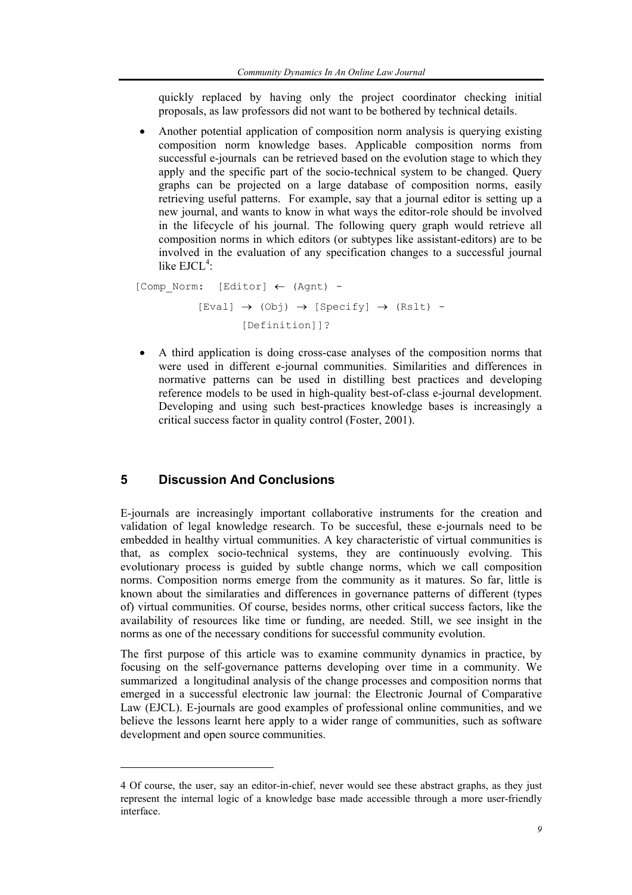quickly replaced by having only the project coordinator checking initial proposals, as law professors did not want to be bothered by technical details.

- Another potential application of composition norm analysis is querying existing composition norm knowledge bases. Applicable composition norms from successful e-journals can be retrieved based on the evolution stage to which they apply and the specific part of the socio-technical system to be changed. Query graphs can be projected on a large database of composition norms, easily retrieving useful patterns. For example, say that a journal editor is setting up a new journal, and wants to know in what ways the editor-role should be involved in the lifecycle of his journal. The following query graph would retrieve all composition norms in which editors (or subtypes like assistant-editors) are to be involved in the evaluation of any specification changes to a successful journal like EJCL[4]:

```
[Comp_Norm:  [Editor] ← (Agnt) -
         [Eval] → (Obj) → [Specify] → (Rslt) -
               [Definition]]?
```

- A third application is doing cross-case analyses of the composition norms that were used in different e-journal communities. Similarities and differences in normative patterns can be used in distilling best practices and developing reference models to be used in high-quality best-of-class e-journal development. Developing and using such best-practices knowledge bases is increasingly a critical success factor in quality control (Foster, 2001).

## 5 Discussion And Conclusions

E-journals are increasingly important collaborative instruments for the creation and validation of legal knowledge research. To be succesful, these e-journals need to be embedded in healthy virtual communities. A key characteristic of virtual communities is that, as complex socio-technical systems, they are continuously evolving. This evolutionary process is guided by subtle change norms, which we call composition norms. Composition norms emerge from the community as it matures. So far, little is known about the similaraties and differences in governance patterns of different (types of) virtual communities. Of course, besides norms, other critical success factors, like the availability of resources like time or funding, are needed. Still, we see insight in the norms as one of the necessary conditions for successful community evolution.

The first purpose of this article was to examine community dynamics in practice, by focusing on the self-governance patterns developing over time in a community. We summarized a longitudinal analysis of the change processes and composition norms that emerged in a successful electronic law journal: the Electronic Journal of Comparative Law (EJCL). E-journals are good examples of professional online communities, and we believe the lessons learnt here apply to a wider range of communities, such as software development and open source communities.

4 Of course, the user, say an editor-in-chief, never would see these abstract graphs, as they just represent the internal logic of a knowledge base made accessible through a more user-friendly interface.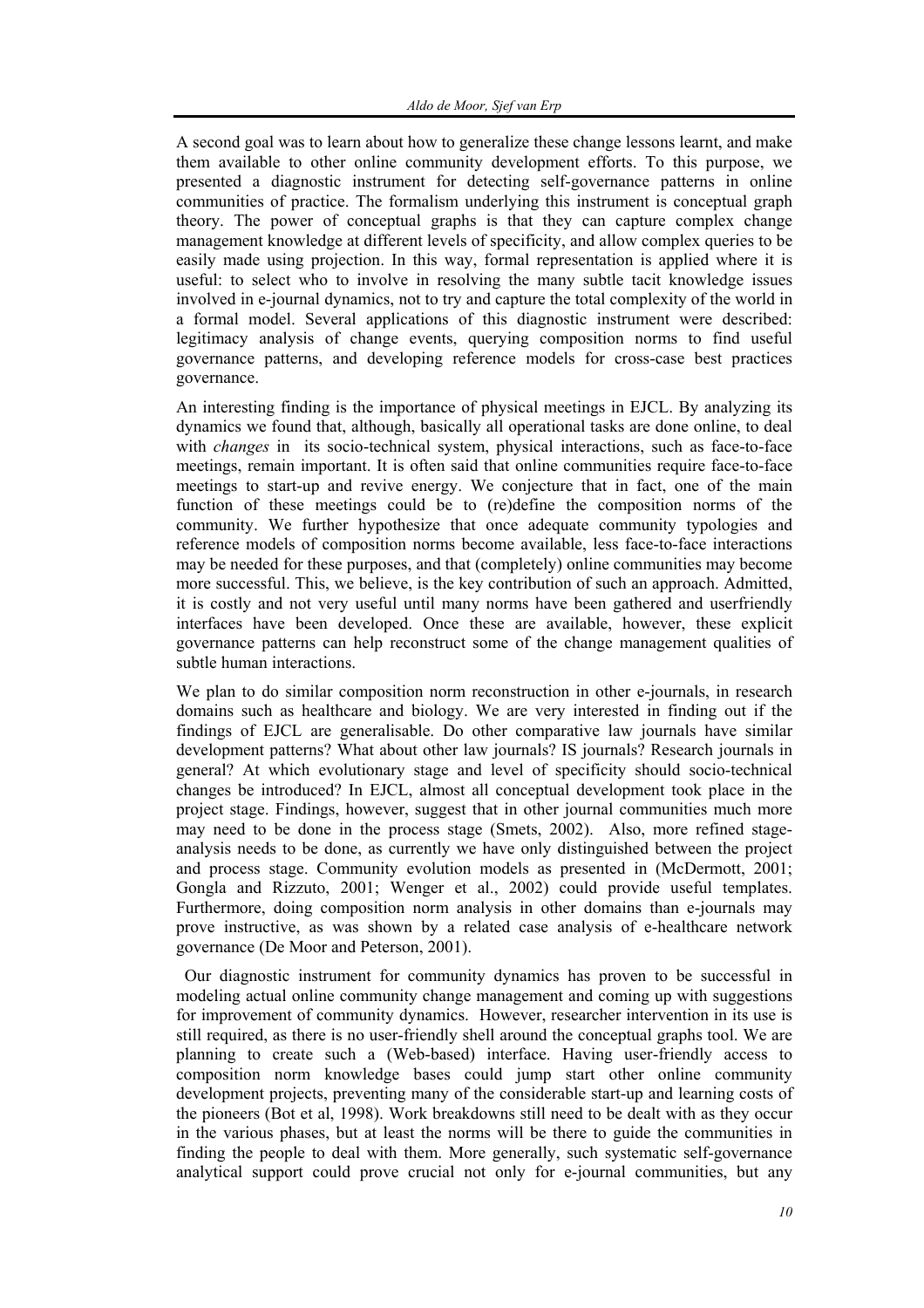A second goal was to learn about how to generalize these change lessons learnt, and make them available to other online community development efforts. To this purpose, we presented a diagnostic instrument for detecting self-governance patterns in online communities of practice. The formalism underlying this instrument is conceptual graph theory. The power of conceptual graphs is that they can capture complex change management knowledge at different levels of specificity, and allow complex queries to be easily made using projection. In this way, formal representation is applied where it is useful: to select who to involve in resolving the many subtle tacit knowledge issues involved in e-journal dynamics, not to try and capture the total complexity of the world in a formal model. Several applications of this diagnostic instrument were described: legitimacy analysis of change events, querying composition norms to find useful governance patterns, and developing reference models for cross-case best practices governance.

An interesting finding is the importance of physical meetings in EJCL. By analyzing its dynamics we found that, although, basically all operational tasks are done online, to deal with *changes* in its socio-technical system, physical interactions, such as face-to-face meetings, remain important. It is often said that online communities require face-to-face meetings to start-up and revive energy. We conjecture that in fact, one of the main function of these meetings could be to (re)define the composition norms of the community. We further hypothesize that once adequate community typologies and reference models of composition norms become available, less face-to-face interactions may be needed for these purposes, and that (completely) online communities may become more successful. This, we believe, is the key contribution of such an approach. Admitted, it is costly and not very useful until many norms have been gathered and userfriendly interfaces have been developed. Once these are available, however, these explicit governance patterns can help reconstruct some of the change management qualities of subtle human interactions.

We plan to do similar composition norm reconstruction in other e-journals, in research domains such as healthcare and biology. We are very interested in finding out if the findings of EJCL are generalisable. Do other comparative law journals have similar development patterns? What about other law journals? IS journals? Research journals in general? At which evolutionary stage and level of specificity should socio-technical changes be introduced? In EJCL, almost all conceptual development took place in the project stage. Findings, however, suggest that in other journal communities much more may need to be done in the process stage (Smets, 2002). Also, more refined stage-analysis needs to be done, as currently we have only distinguished between the project and process stage. Community evolution models as presented in (McDermott, 2001; Gongla and Rizzuto, 2001; Wenger et al., 2002) could provide useful templates. Furthermore, doing composition norm analysis in other domains than e-journals may prove instructive, as was shown by a related case analysis of e-healthcare network governance (De Moor and Peterson, 2001).

Our diagnostic instrument for community dynamics has proven to be successful in modeling actual online community change management and coming up with suggestions for improvement of community dynamics. However, researcher intervention in its use is still required, as there is no user-friendly shell around the conceptual graphs tool. We are planning to create such a (Web-based) interface. Having user-friendly access to composition norm knowledge bases could jump start other online community development projects, preventing many of the considerable start-up and learning costs of the pioneers (Bot et al, 1998). Work breakdowns still need to be dealt with as they occur in the various phases, but at least the norms will be there to guide the communities in finding the people to deal with them. More generally, such systematic self-governance analytical support could prove crucial not only for e-journal communities, but any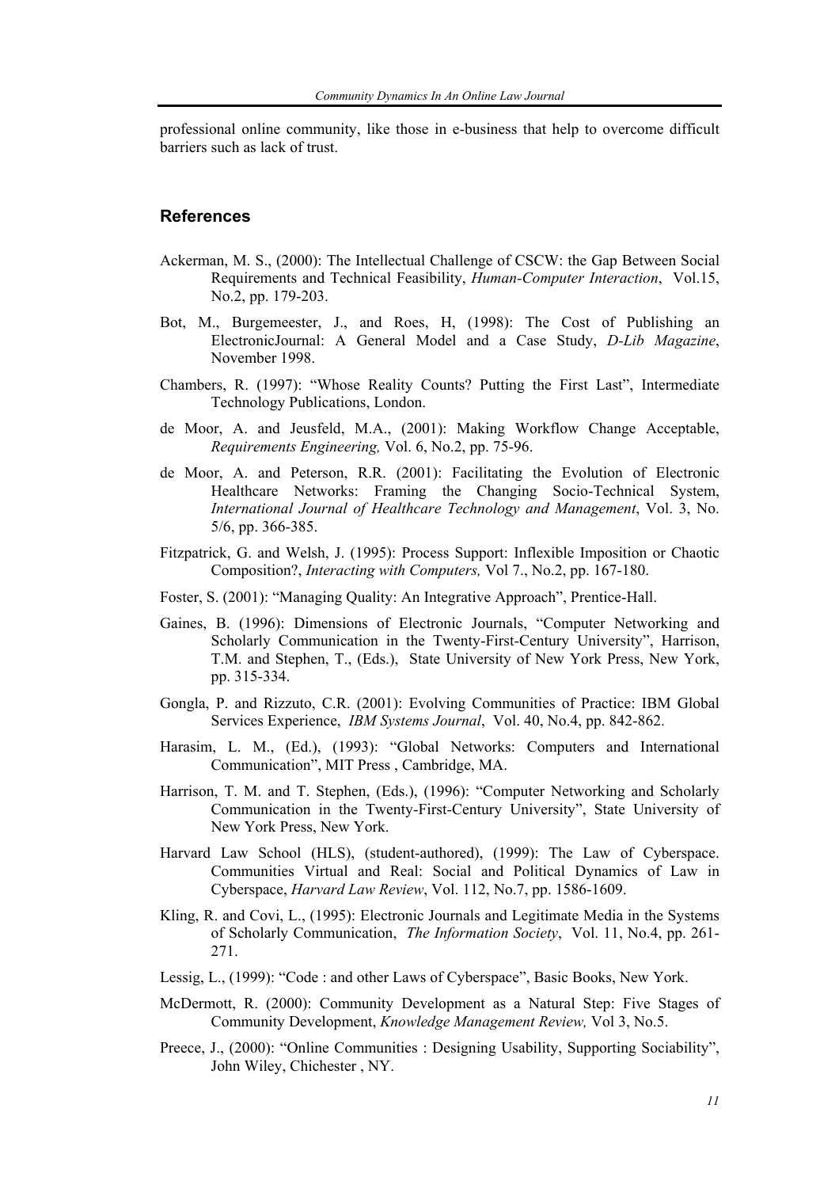professional online community, like those in e-business that help to overcome difficult barriers such as lack of trust.

## References

Ackerman, M. S., (2000): The Intellectual Challenge of CSCW: the Gap Between Social Requirements and Technical Feasibility, *Human-Computer Interaction*, Vol.15, No.2, pp. 179-203.

Bot, M., Burgemeester, J., and Roes, H, (1998): The Cost of Publishing an ElectronicJournal: A General Model and a Case Study, *D-Lib Magazine*, November 1998.

Chambers, R. (1997): "Whose Reality Counts? Putting the First Last", Intermediate Technology Publications, London.

de Moor, A. and Jeusfeld, M.A., (2001): Making Workflow Change Acceptable, *Requirements Engineering,* Vol. 6, No.2, pp. 75-96.

de Moor, A. and Peterson, R.R. (2001): Facilitating the Evolution of Electronic Healthcare Networks: Framing the Changing Socio-Technical System, *International Journal of Healthcare Technology and Management*, Vol. 3, No. 5/6, pp. 366-385.

Fitzpatrick, G. and Welsh, J. (1995): Process Support: Inflexible Imposition or Chaotic Composition?, *Interacting with Computers,* Vol 7., No.2, pp. 167-180.

Foster, S. (2001): "Managing Quality: An Integrative Approach", Prentice-Hall.

Gaines, B. (1996): Dimensions of Electronic Journals, "Computer Networking and Scholarly Communication in the Twenty-First-Century University", Harrison, T.M. and Stephen, T., (Eds.), State University of New York Press, New York, pp. 315-334.

Gongla, P. and Rizzuto, C.R. (2001): Evolving Communities of Practice: IBM Global Services Experience, *IBM Systems Journal*, Vol. 40, No.4, pp. 842-862.

Harasim, L. M., (Ed.), (1993): "Global Networks: Computers and International Communication", MIT Press , Cambridge, MA.

Harrison, T. M. and T. Stephen, (Eds.), (1996): "Computer Networking and Scholarly Communication in the Twenty-First-Century University", State University of New York Press, New York.

Harvard Law School (HLS), (student-authored), (1999): The Law of Cyberspace. Communities Virtual and Real: Social and Political Dynamics of Law in Cyberspace, *Harvard Law Review*, Vol. 112, No.7, pp. 1586-1609.

Kling, R. and Covi, L., (1995): Electronic Journals and Legitimate Media in the Systems of Scholarly Communication, *The Information Society*, Vol. 11, No.4, pp. 261-271.

Lessig, L., (1999): "Code : and other Laws of Cyberspace", Basic Books, New York.

McDermott, R. (2000): Community Development as a Natural Step: Five Stages of Community Development, *Knowledge Management Review,* Vol 3, No.5.

Preece, J., (2000): "Online Communities : Designing Usability, Supporting Sociability", John Wiley, Chichester , NY.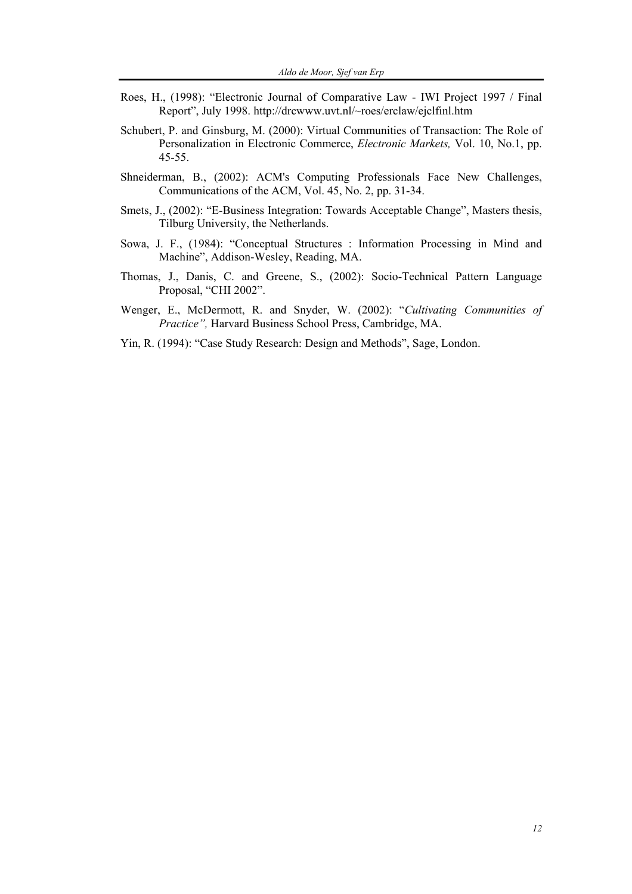Roes, H., (1998): "Electronic Journal of Comparative Law - IWI Project 1997 / Final Report", July 1998. http://drcwww.uvt.nl/~roes/erclaw/ejclfinl.htm

Schubert, P. and Ginsburg, M. (2000): Virtual Communities of Transaction: The Role of Personalization in Electronic Commerce, *Electronic Markets,* Vol. 10, No.1, pp. 45-55.

Shneiderman, B., (2002): ACM's Computing Professionals Face New Challenges, Communications of the ACM, Vol. 45, No. 2, pp. 31-34.

Smets, J., (2002): "E-Business Integration: Towards Acceptable Change", Masters thesis, Tilburg University, the Netherlands.

Sowa, J. F., (1984): "Conceptual Structures : Information Processing in Mind and Machine", Addison-Wesley, Reading, MA.

Thomas, J., Danis, C. and Greene, S., (2002): Socio-Technical Pattern Language Proposal, "CHI 2002".

Wenger, E., McDermott, R. and Snyder, W. (2002): "*Cultivating Communities of Practice",* Harvard Business School Press, Cambridge, MA.

Yin, R. (1994): "Case Study Research: Design and Methods", Sage, London.